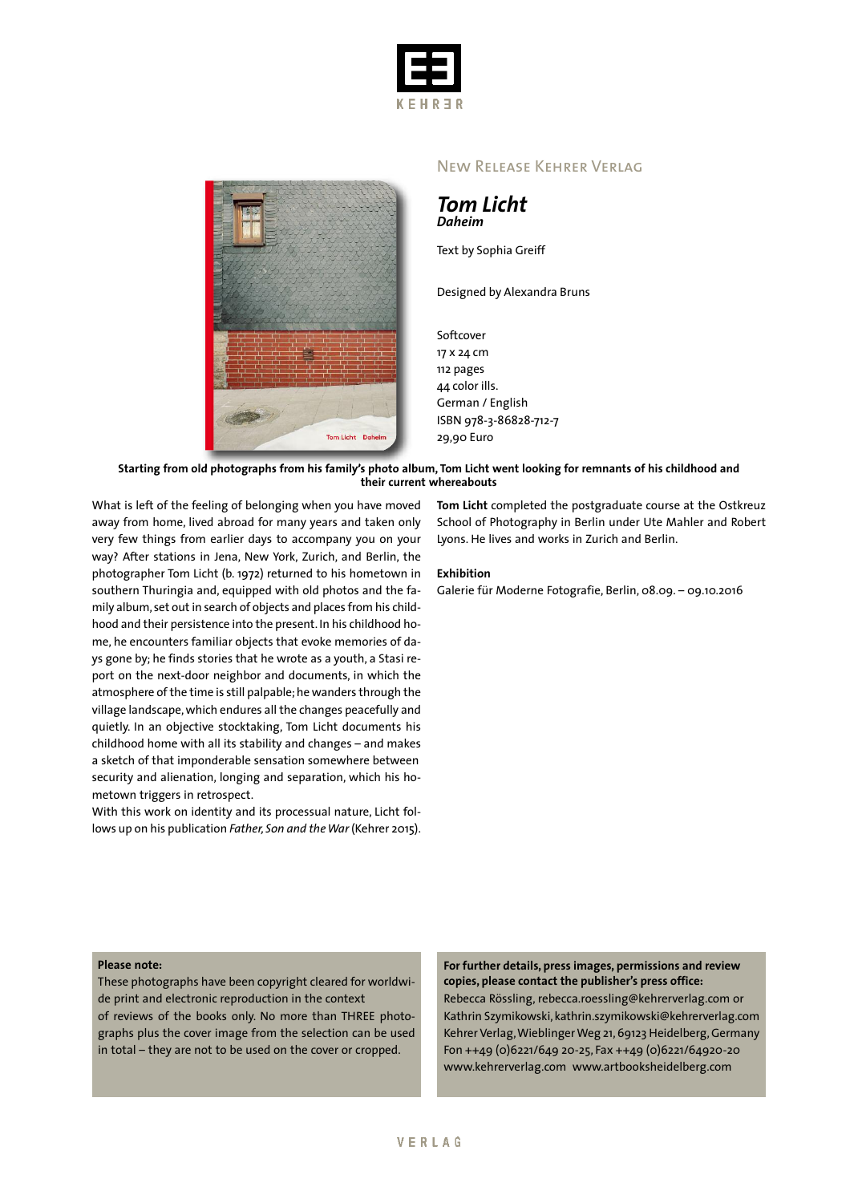KEHRER

New Release Kehrer Verlag

# *Tom Licht*
## *Daheim*

Text by Sophia Greiff

Designed by Alexandra Bruns

Softcover
17 x 24 cm
112 pages
44 color ills.
German / English
ISBN 978-3-86828-712-7
29,90 Euro

**Starting from old photographs from his family's photo album, Tom Licht went looking for remnants of his childhood and their current whereabouts**

What is left of the feeling of belonging when you have moved away from home, lived abroad for many years and taken only very few things from earlier days to accompany you on your way? After stations in Jena, New York, Zurich, and Berlin, the photographer Tom Licht (b. 1972) returned to his hometown in southern Thuringia and, equipped with old photos and the family album, set out in search of objects and places from his childhood and their persistence into the present. In his childhood home, he encounters familiar objects that evoke memories of days gone by; he finds stories that he wrote as a youth, a Stasi report on the next-door neighbor and documents, in which the atmosphere of the time is still palpable; he wanders through the village landscape, which endures all the changes peacefully and quietly. In an objective stocktaking, Tom Licht documents his childhood home with all its stability and changes – and makes a sketch of that imponderable sensation somewhere between security and alienation, longing and separation, which his hometown triggers in retrospect.

With this work on identity and its processual nature, Licht follows up on his publication *Father, Son and the War* (Kehrer 2015).

**Tom Licht** completed the postgraduate course at the Ostkreuz School of Photography in Berlin under Ute Mahler and Robert Lyons. He lives and works in Zurich and Berlin.

**Exhibition**

Galerie für Moderne Fotografie, Berlin, 08.09. – 09.10.2016

**Please note:**

These photographs have been copyright cleared for worldwide print and electronic reproduction in the context of reviews of the books only. No more than THREE photographs plus the cover image from the selection can be used in total – they are not to be used on the cover or cropped.

**For further details, press images, permissions and review copies, please contact the publisher's press office:**

Rebecca Rössling, rebecca.roessling@kehrerverlag.com or
Kathrin Szymikowski, kathrin.szymikowski@kehrerverlag.com
Kehrer Verlag, Wieblinger Weg 21, 69123 Heidelberg, Germany
Fon ++49 (0)6221/649 20-25, Fax ++49 (0)6221/64920-20
www.kehrerverlag.com www.artbooksheidelberg.com

VERLAG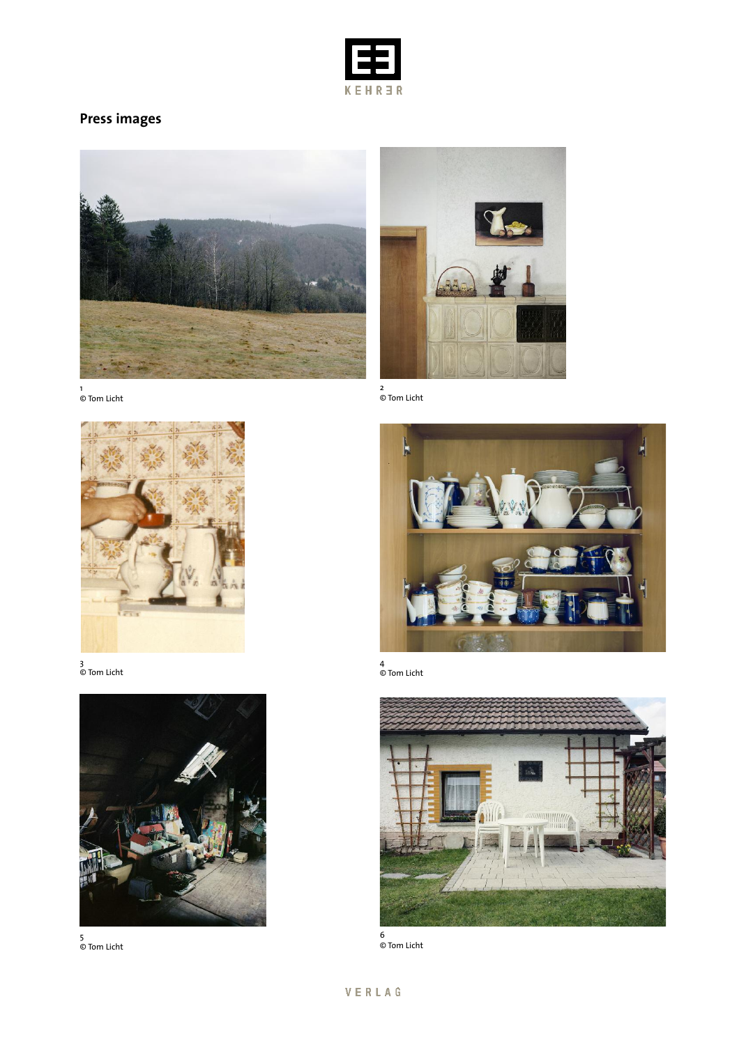KEHRER

## Press images

1
© Tom Licht

2
© Tom Licht

3
© Tom Licht

4
© Tom Licht

5
© Tom Licht

6
© Tom Licht

VERLAG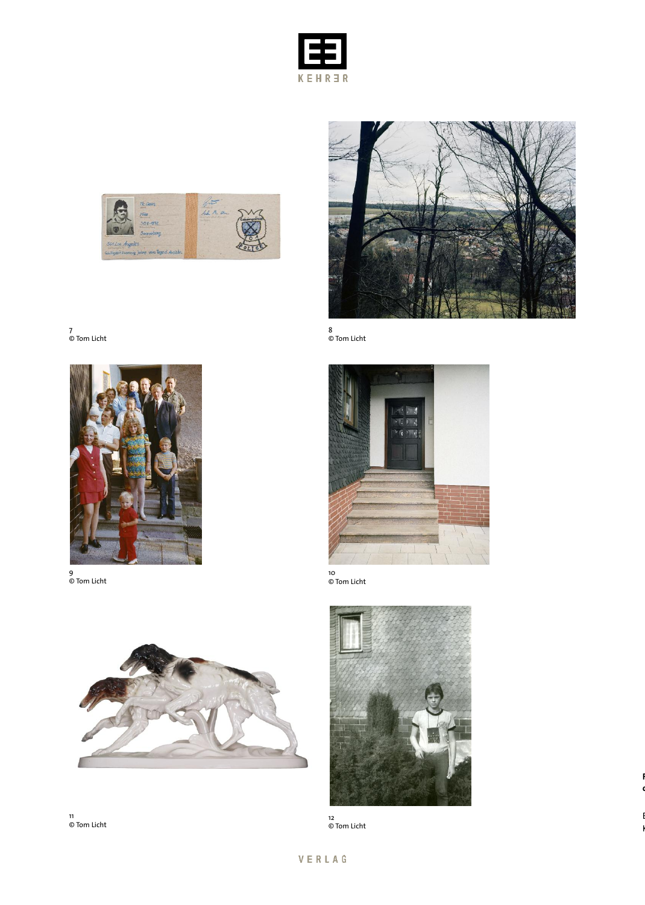7
© Tom Licht

8
© Tom Licht

9
© Tom Licht

10
© Tom Licht

11
© Tom Licht

12
© Tom Licht